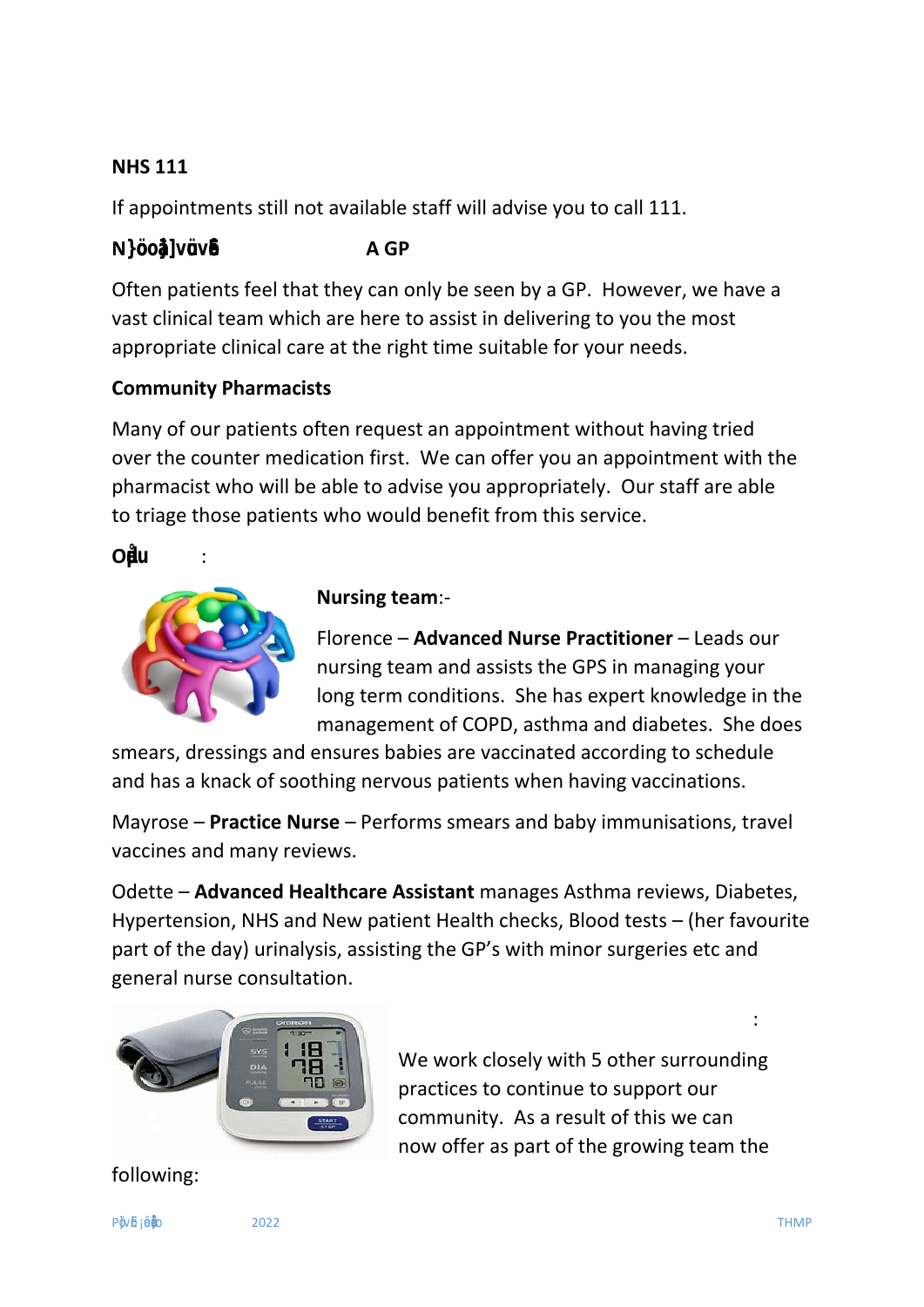**NHS 111**

If appointments still not available staff will advise you to call 111.

**N}öoå]vävÊ A GP**

Often patients feel that they can only be seen by a GP. However, we have a vast clinical team which are here to assist in delivering to you the most appropriate clinical care at the right time suitable for your needs.

**Community Pharmacists**

Many of our patients often request an appointment without having tried over the counter medication first. We can offer you an appointment with the pharmacist who will be able to advise you appropriately. Our staff are able to triage those patients who would benefit from this service.

**Oµu :**

**Nursing team**:-

Florence – **Advanced Nurse Practitioner** – Leads our nursing team and assists the GPS in managing your long term conditions. She has expert knowledge in the management of COPD, asthma and diabetes. She does smears, dressings and ensures babies are vaccinated according to schedule and has a knack of soothing nervous patients when having vaccinations.

Mayrose – **Practice Nurse** – Performs smears and baby immunisations, travel vaccines and many reviews.

Odette – **Advanced Healthcare Assistant** manages Asthma reviews, Diabetes, Hypertension, NHS and New patient Health checks, Blood tests – (her favourite part of the day) urinalysis, assisting the GP's with minor surgeries etc and general nurse consultation.

:

We work closely with 5 other surrounding practices to continue to support our community. As a result of this we can now offer as part of the growing team the following: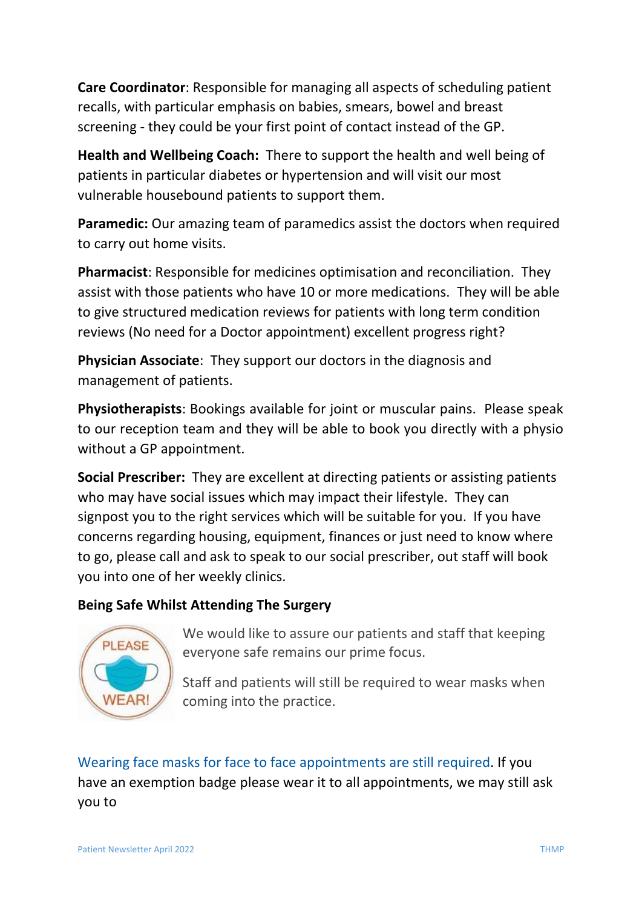**Care Coordinator**: Responsible for managing all aspects of scheduling patient recalls, with particular emphasis on babies, smears, bowel and breast screening - they could be your first point of contact instead of the GP.

**Health and Wellbeing Coach:** There to support the health and well being of patients in particular diabetes or hypertension and will visit our most vulnerable housebound patients to support them.

**Paramedic:** Our amazing team of paramedics assist the doctors when required to carry out home visits.

**Pharmacist**: Responsible for medicines optimisation and reconciliation. They assist with those patients who have 10 or more medications. They will be able to give structured medication reviews for patients with long term condition reviews (No need for a Doctor appointment) excellent progress right?

**Physician Associate**: They support our doctors in the diagnosis and management of patients.

**Physiotherapists**: Bookings available for joint or muscular pains. Please speak to our reception team and they will be able to book you directly with a physio without a GP appointment.

**Social Prescriber:** They are excellent at directing patients or assisting patients who may have social issues which may impact their lifestyle. They can signpost you to the right services which will be suitable for you. If you have concerns regarding housing, equipment, finances or just need to know where to go, please call and ask to speak to our social prescriber, out staff will book you into one of her weekly clinics.

**Being Safe Whilst Attending The Surgery**

We would like to assure our patients and staff that keeping everyone safe remains our prime focus.

Staff and patients will still be required to wear masks when coming into the practice.

Wearing face masks for face to face appointments are still required. If you have an exemption badge please wear it to all appointments, we may still ask you to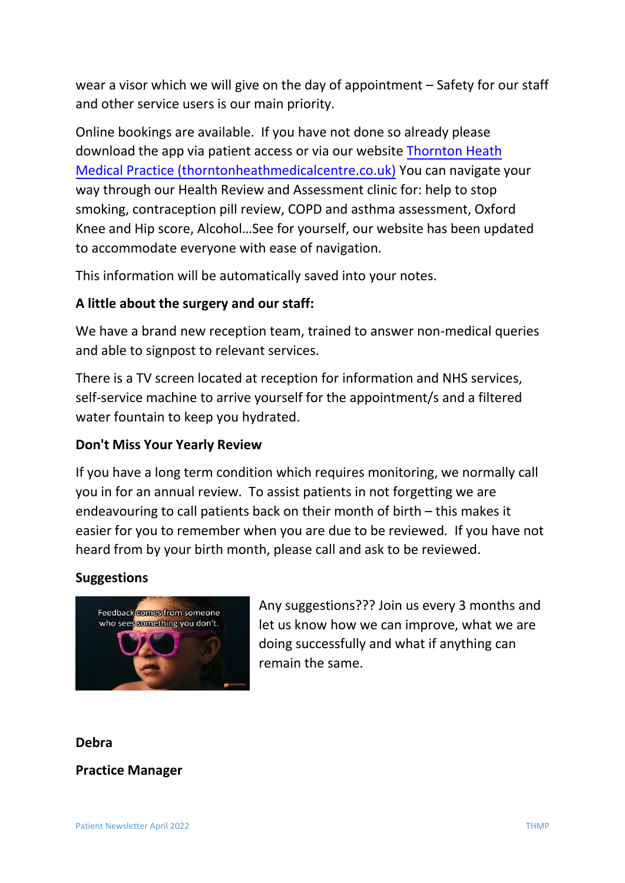wear a visor which we will give on the day of appointment – Safety for our staff and other service users is our main priority.

Online bookings are available. If you have not done so already please download the app via patient access or via our website [Thornton Heath Medical Practice (thorntonheathmedicalcentre.co.uk)](thorntonheathmedicalcentre.co.uk) You can navigate your way through our Health Review and Assessment clinic for: help to stop smoking, contraception pill review, COPD and asthma assessment, Oxford Knee and Hip score, Alcohol…See for yourself, our website has been updated to accommodate everyone with ease of navigation.

This information will be automatically saved into your notes.

**A little about the surgery and our staff:**

We have a brand new reception team, trained to answer non-medical queries and able to signpost to relevant services.

There is a TV screen located at reception for information and NHS services, self-service machine to arrive yourself for the appointment/s and a filtered water fountain to keep you hydrated.

**Don't Miss Your Yearly Review**

If you have a long term condition which requires monitoring, we normally call you in for an annual review. To assist patients in not forgetting we are endeavouring to call patients back on their month of birth – this makes it easier for you to remember when you are due to be reviewed. If you have not heard from by your birth month, please call and ask to be reviewed.

**Suggestions**

Any suggestions??? Join us every 3 months and let us know how we can improve, what we are doing successfully and what if anything can remain the same.

**Debra**

**Practice Manager**